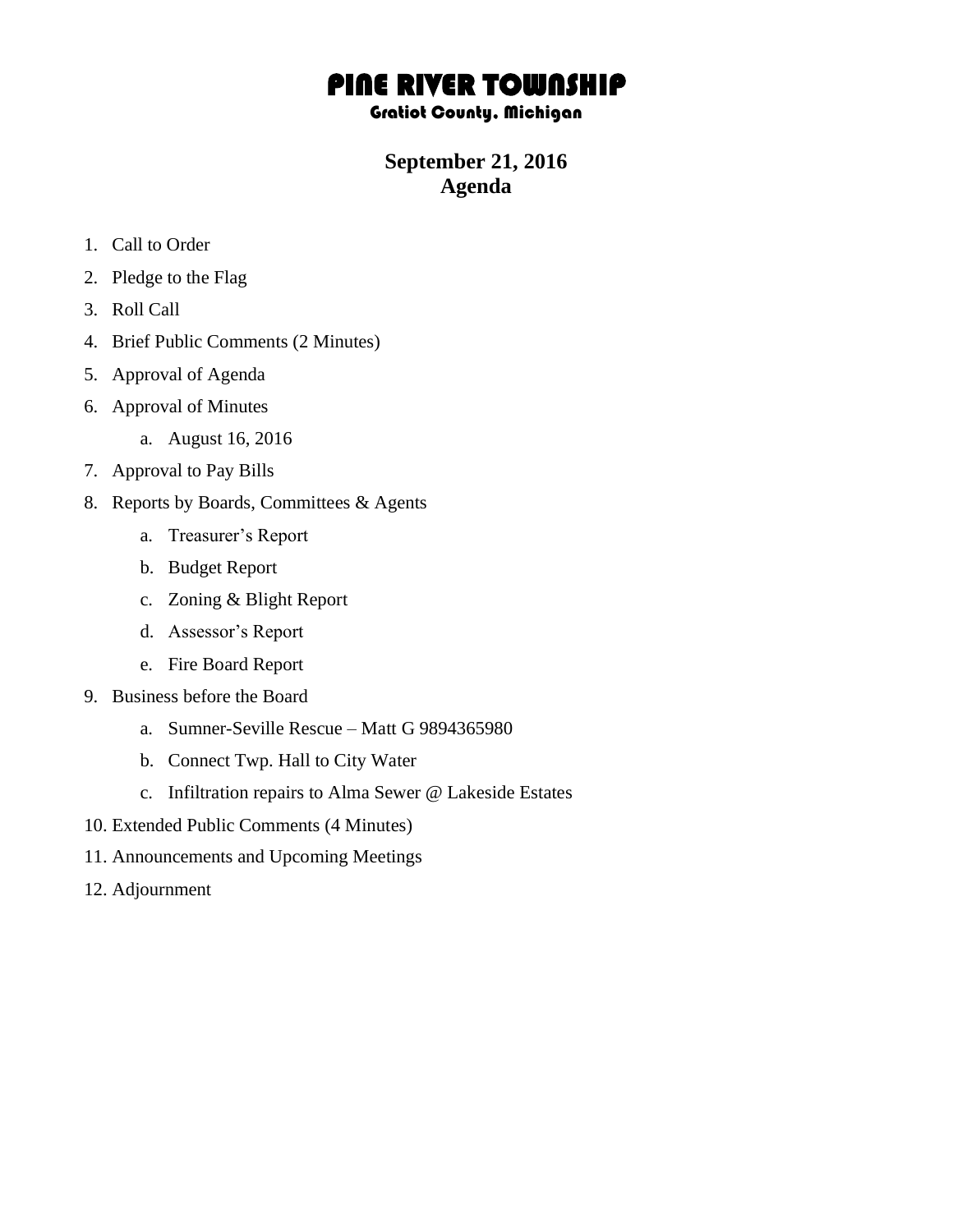# PINE RIVER TOWNSHIP

## Gratiot County, Michigan

## September 21, 2016
## Agenda

1. Call to Order
2. Pledge to the Flag
3. Roll Call
4. Brief Public Comments (2 Minutes)
5. Approval of Agenda
6. Approval of Minutes
   a. August 16, 2016
7. Approval to Pay Bills
8. Reports by Boards, Committees & Agents
   a. Treasurer's Report
   b. Budget Report
   c. Zoning & Blight Report
   d. Assessor's Report
   e. Fire Board Report
9. Business before the Board
   a. Sumner-Seville Rescue – Matt G 9894365980
   b. Connect Twp. Hall to City Water
   c. Infiltration repairs to Alma Sewer @ Lakeside Estates
10. Extended Public Comments (4 Minutes)
11. Announcements and Upcoming Meetings
12. Adjournment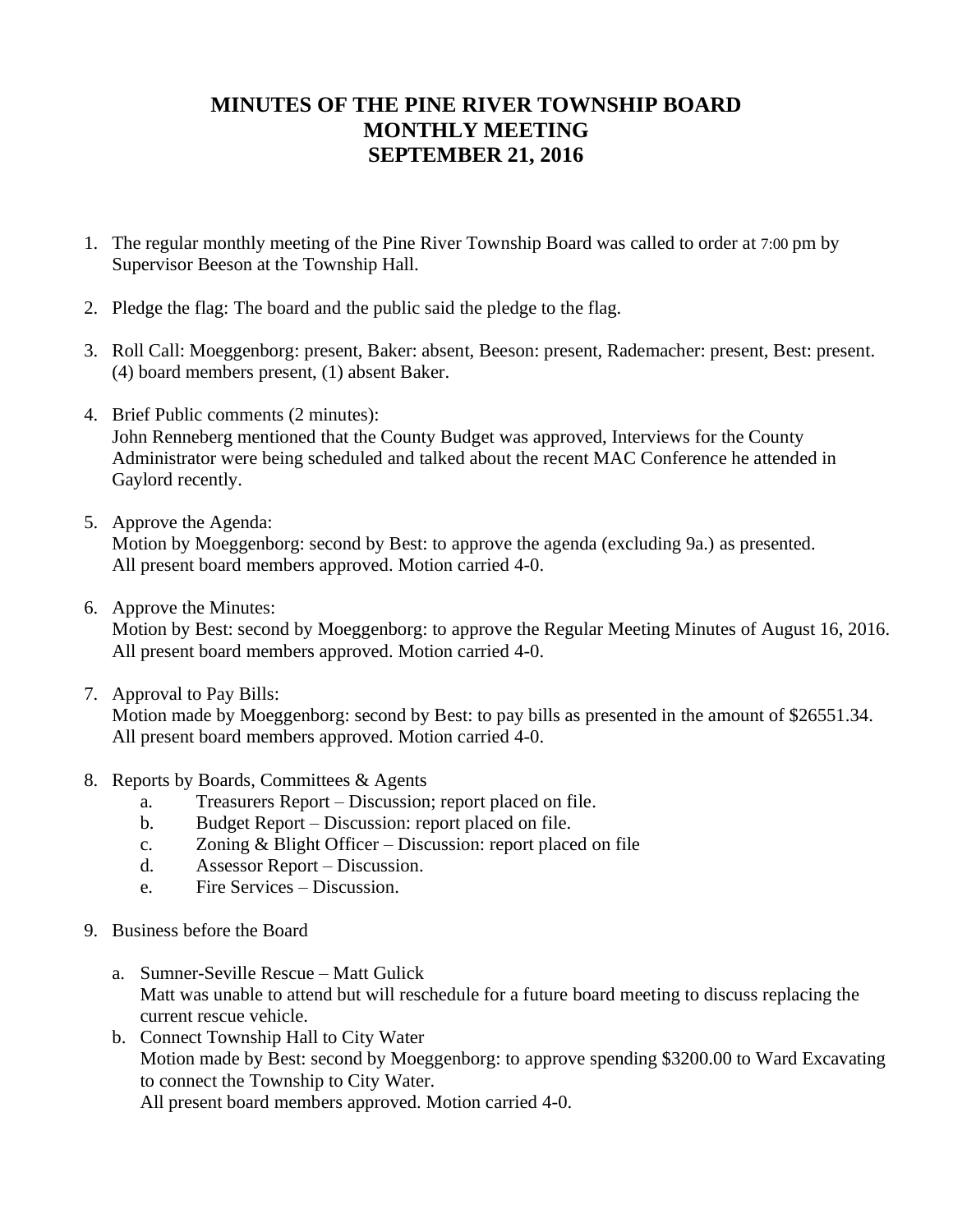# MINUTES OF THE PINE RIVER TOWNSHIP BOARD MONTHLY MEETING SEPTEMBER 21, 2016

1. The regular monthly meeting of the Pine River Township Board was called to order at 7:00 pm by Supervisor Beeson at the Township Hall.

2. Pledge the flag: The board and the public said the pledge to the flag.

3. Roll Call: Moeggenborg: present, Baker: absent, Beeson: present, Rademacher: present, Best: present. (4) board members present, (1) absent Baker.

4. Brief Public comments (2 minutes):
   John Renneberg mentioned that the County Budget was approved, Interviews for the County Administrator were being scheduled and talked about the recent MAC Conference he attended in Gaylord recently.

5. Approve the Agenda:
   Motion by Moeggenborg: second by Best: to approve the agenda (excluding 9a.) as presented. All present board members approved. Motion carried 4-0.

6. Approve the Minutes:
   Motion by Best: second by Moeggenborg: to approve the Regular Meeting Minutes of August 16, 2016. All present board members approved. Motion carried 4-0.

7. Approval to Pay Bills:
   Motion made by Moeggenborg: second by Best: to pay bills as presented in the amount of $26551.34. All present board members approved. Motion carried 4-0.

8. Reports by Boards, Committees & Agents
   a. Treasurers Report – Discussion; report placed on file.
   b. Budget Report – Discussion: report placed on file.
   c. Zoning & Blight Officer – Discussion: report placed on file
   d. Assessor Report – Discussion.
   e. Fire Services – Discussion.

9. Business before the Board

   a. Sumner-Seville Rescue – Matt Gulick
      Matt was unable to attend but will reschedule for a future board meeting to discuss replacing the current rescue vehicle.
   b. Connect Township Hall to City Water
      Motion made by Best: second by Moeggenborg: to approve spending $3200.00 to Ward Excavating to connect the Township to City Water.
      All present board members approved. Motion carried 4-0.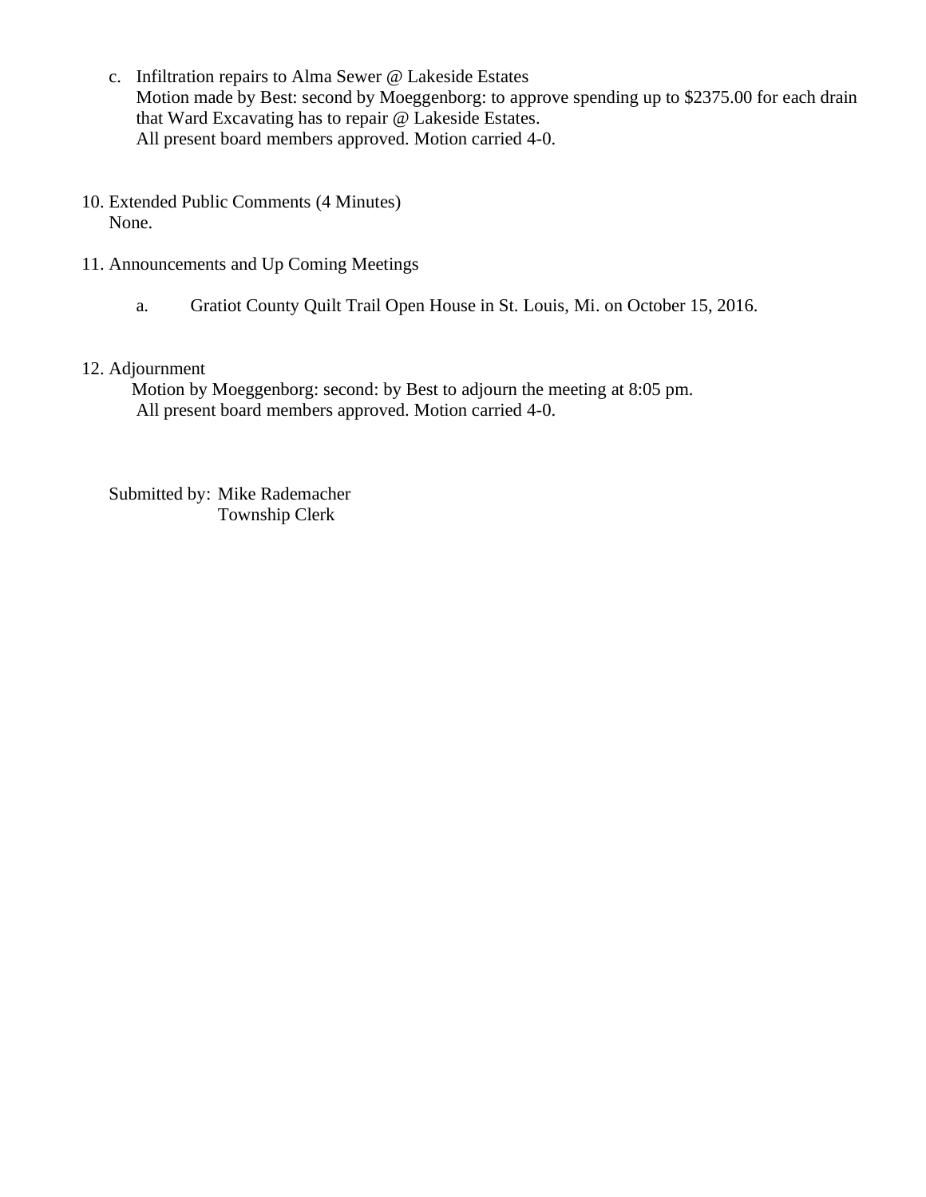c. Infiltration repairs to Alma Sewer @ Lakeside Estates
   Motion made by Best: second by Moeggenborg: to approve spending up to $2375.00 for each drain that Ward Excavating has to repair @ Lakeside Estates.
   All present board members approved. Motion carried 4-0.

10. Extended Public Comments (4 Minutes)
    None.

11. Announcements and Up Coming Meetings

    a. Gratiot County Quilt Trail Open House in St. Louis, Mi. on October 15, 2016.

12. Adjournment
    Motion by Moeggenborg: second: by Best to adjourn the meeting at 8:05 pm.
    All present board members approved. Motion carried 4-0.

Submitted by: Mike Rademacher
Township Clerk